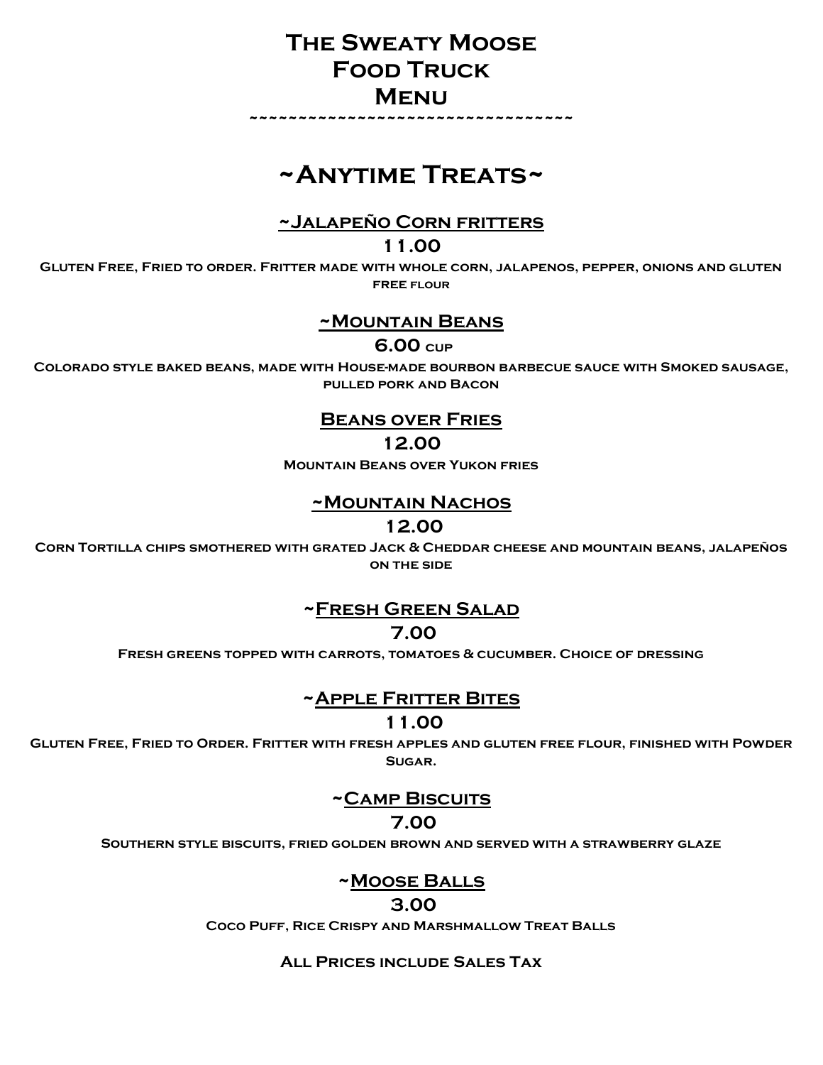# The Sweaty Moose
# Food Truck
# Menu

~~~~~~~~~~~~~~~~~~~~~~~~~~~~~~~~~~~

## ~Anytime Treats~

### ~Jalapeño Corn fritters

**11.00**

**Gluten Free, Fried to order. Fritter made with whole corn, jalapenos, pepper, onions and gluten free flour**

### ~Mountain Beans

**6.00 cup**

**Colorado style baked beans, made with House-made bourbon barbecue sauce with Smoked sausage, pulled pork and Bacon**

### Beans over Fries

**12.00**

**Mountain Beans over Yukon fries**

### ~Mountain Nachos

**12.00**

**Corn Tortilla chips smothered with grated Jack & Cheddar cheese and mountain beans, jalapeños on the side**

### ~Fresh Green Salad

**7.00**

**Fresh greens topped with carrots, tomatoes & cucumber. Choice of dressing**

### ~Apple Fritter Bites

**11.00**

**Gluten Free, Fried to Order. Fritter with fresh apples and gluten free flour, finished with Powder Sugar.**

### ~Camp Biscuits

**7.00**

**Southern style biscuits, fried golden brown and served with a strawberry glaze**

### ~Moose Balls

**3.00**

**Coco Puff, Rice Crispy and Marshmallow Treat Balls**

**All Prices include Sales Tax**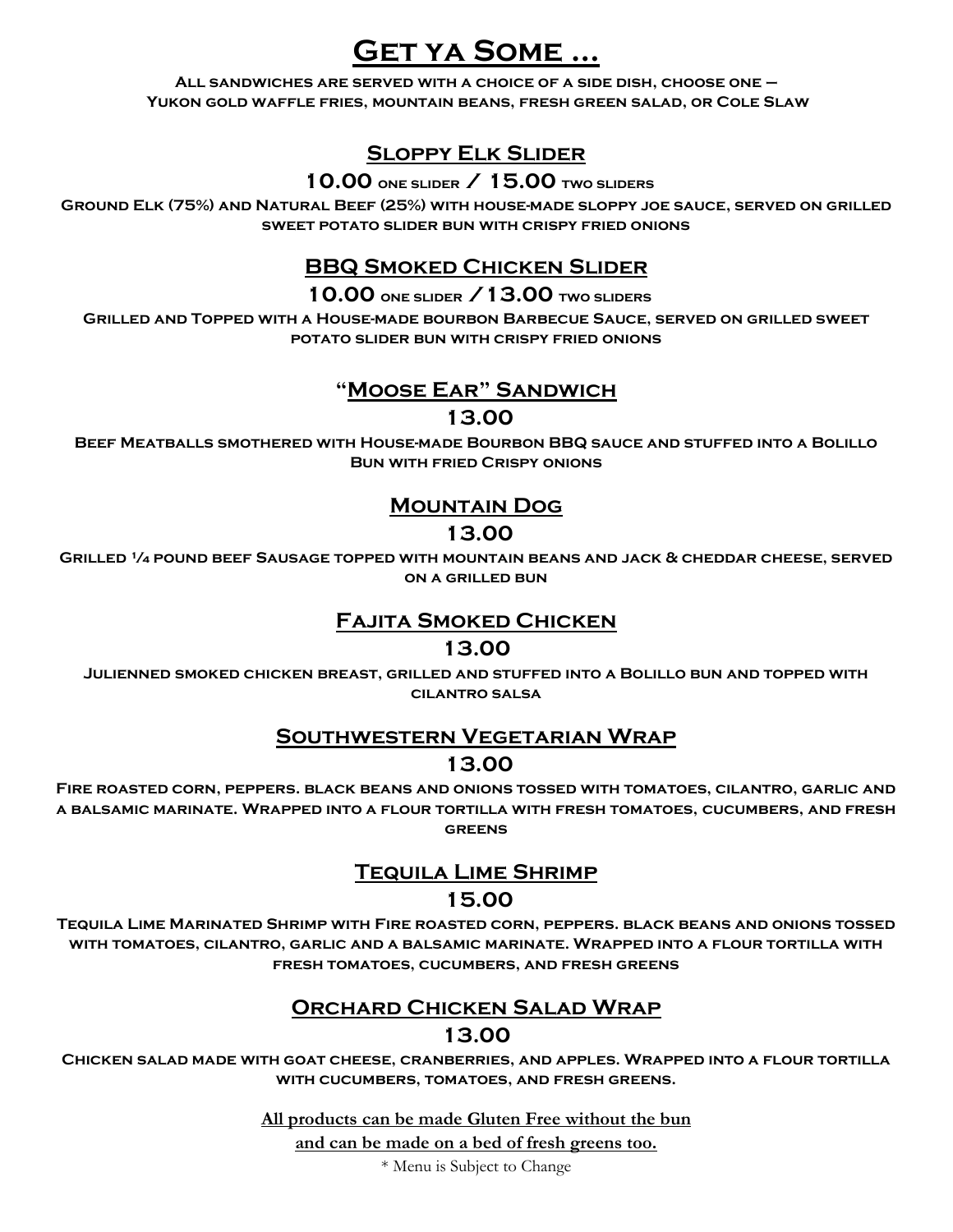# Get ya Some ...

**All sandwiches are served with a choice of a side dish, choose one – Yukon gold waffle fries, mountain beans, fresh green salad, or Cole Slaw**

## Sloppy Elk Slider

**10.00 one slider / 15.00 two sliders**

Ground Elk (75%) and Natural Beef (25%) with house-made sloppy joe sauce, served on grilled sweet potato slider bun with crispy fried onions

## BBQ Smoked Chicken Slider

**10.00 one slider / 13.00 two sliders**

Grilled and Topped with a House-made bourbon Barbecue Sauce, served on grilled sweet potato slider bun with crispy fried onions

## "Moose Ear" Sandwich

**13.00**

Beef Meatballs smothered with House-made Bourbon BBQ sauce and stuffed into a Bolillo Bun with fried Crispy onions

## Mountain Dog

**13.00**

Grilled ¼ pound beef Sausage topped with mountain beans and jack & cheddar cheese, served on a grilled bun

## Fajita Smoked Chicken

**13.00**

Julienned smoked chicken breast, grilled and stuffed into a Bolillo bun and topped with cilantro salsa

## Southwestern Vegetarian Wrap

**13.00**

Fire roasted corn, peppers. black beans and onions tossed with tomatoes, cilantro, garlic and a balsamic marinate. Wrapped into a flour tortilla with fresh tomatoes, cucumbers, and fresh greens

## Tequila Lime Shrimp

**15.00**

Tequila Lime Marinated Shrimp with Fire roasted corn, peppers. black beans and onions tossed with tomatoes, cilantro, garlic and a balsamic marinate. Wrapped into a flour tortilla with fresh tomatoes, cucumbers, and fresh greens

## Orchard Chicken Salad Wrap

**13.00**

Chicken salad made with goat cheese, cranberries, and apples. Wrapped into a flour tortilla with cucumbers, tomatoes, and fresh greens.

**All products can be made Gluten Free without the bun and can be made on a bed of fresh greens too.**

* Menu is Subject to Change